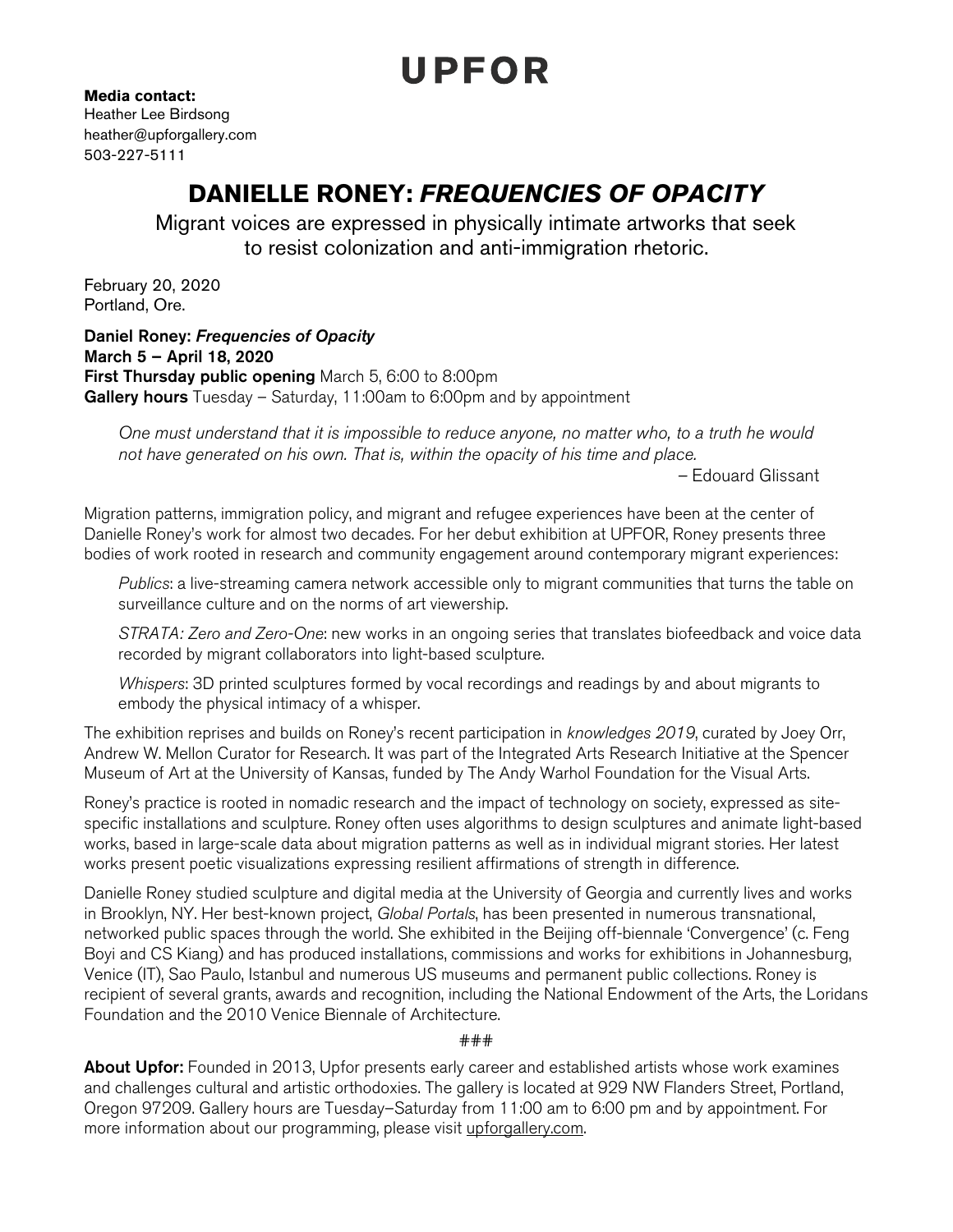# UPFOR

**Media contact:**
Heather Lee Birdsong
heather@upforgallery.com
503-227-5111

## DANIELLE RONEY: *FREQUENCIES OF OPACITY*

Migrant voices are expressed in physically intimate artworks that seek to resist colonization and anti-immigration rhetoric.

February 20, 2020
Portland, Ore.

**Daniel Roney: *Frequencies of Opacity***
**March 5 – April 18, 2020**
**First Thursday public opening** March 5, 6:00 to 8:00pm
**Gallery hours** Tuesday – Saturday, 11:00am to 6:00pm and by appointment

> *One must understand that it is impossible to reduce anyone, no matter who, to a truth he would not have generated on his own. That is, within the opacity of his time and place.*
>
> – Edouard Glissant

Migration patterns, immigration policy, and migrant and refugee experiences have been at the center of Danielle Roney's work for almost two decades. For her debut exhibition at UPFOR, Roney presents three bodies of work rooted in research and community engagement around contemporary migrant experiences:

*Publics*: a live-streaming camera network accessible only to migrant communities that turns the table on surveillance culture and on the norms of art viewership.

*STRATA: Zero and Zero-One*: new works in an ongoing series that translates biofeedback and voice data recorded by migrant collaborators into light-based sculpture.

*Whispers*: 3D printed sculptures formed by vocal recordings and readings by and about migrants to embody the physical intimacy of a whisper.

The exhibition reprises and builds on Roney's recent participation in *knowledges 2019*, curated by Joey Orr, Andrew W. Mellon Curator for Research. It was part of the Integrated Arts Research Initiative at the Spencer Museum of Art at the University of Kansas, funded by The Andy Warhol Foundation for the Visual Arts.

Roney's practice is rooted in nomadic research and the impact of technology on society, expressed as site-specific installations and sculpture. Roney often uses algorithms to design sculptures and animate light-based works, based in large-scale data about migration patterns as well as in individual migrant stories. Her latest works present poetic visualizations expressing resilient affirmations of strength in difference.

Danielle Roney studied sculpture and digital media at the University of Georgia and currently lives and works in Brooklyn, NY. Her best-known project, *Global Portals*, has been presented in numerous transnational, networked public spaces through the world. She exhibited in the Beijing off-biennale 'Convergence' (c. Feng Boyi and CS Kiang) and has produced installations, commissions and works for exhibitions in Johannesburg, Venice (IT), Sao Paulo, Istanbul and numerous US museums and permanent public collections. Roney is recipient of several grants, awards and recognition, including the National Endowment of the Arts, the Loridans Foundation and the 2010 Venice Biennale of Architecture.

###

**About Upfor:** Founded in 2013, Upfor presents early career and established artists whose work examines and challenges cultural and artistic orthodoxies. The gallery is located at 929 NW Flanders Street, Portland, Oregon 97209. Gallery hours are Tuesday–Saturday from 11:00 am to 6:00 pm and by appointment. For more information about our programming, please visit upforgallery.com.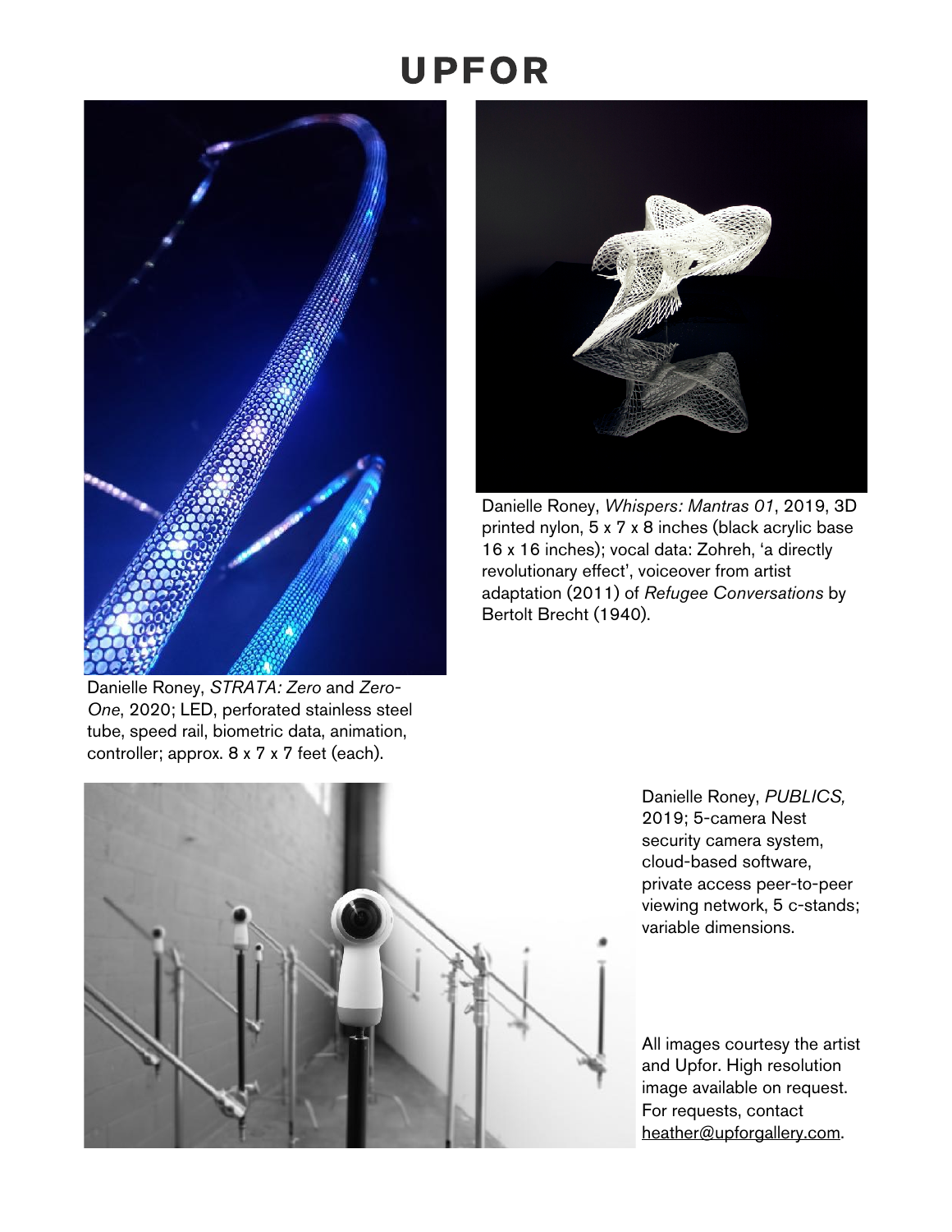# UPFOR

Danielle Roney, *STRATA: Zero* and *Zero-One*, 2020; LED, perforated stainless steel tube, speed rail, biometric data, animation, controller; approx. 8 x 7 x 7 feet (each).

Danielle Roney, *Whispers: Mantras 01*, 2019, 3D printed nylon, 5 x 7 x 8 inches (black acrylic base 16 x 16 inches); vocal data: Zohreh, 'a directly revolutionary effect', voiceover from artist adaptation (2011) of *Refugee Conversations* by Bertolt Brecht (1940).

Danielle Roney, *PUBLICS,* 2019; 5-camera Nest security camera system, cloud-based software, private access peer-to-peer viewing network, 5 c-stands; variable dimensions.

All images courtesy the artist and Upfor. High resolution image available on request. For requests, contact heather@upforgallery.com.